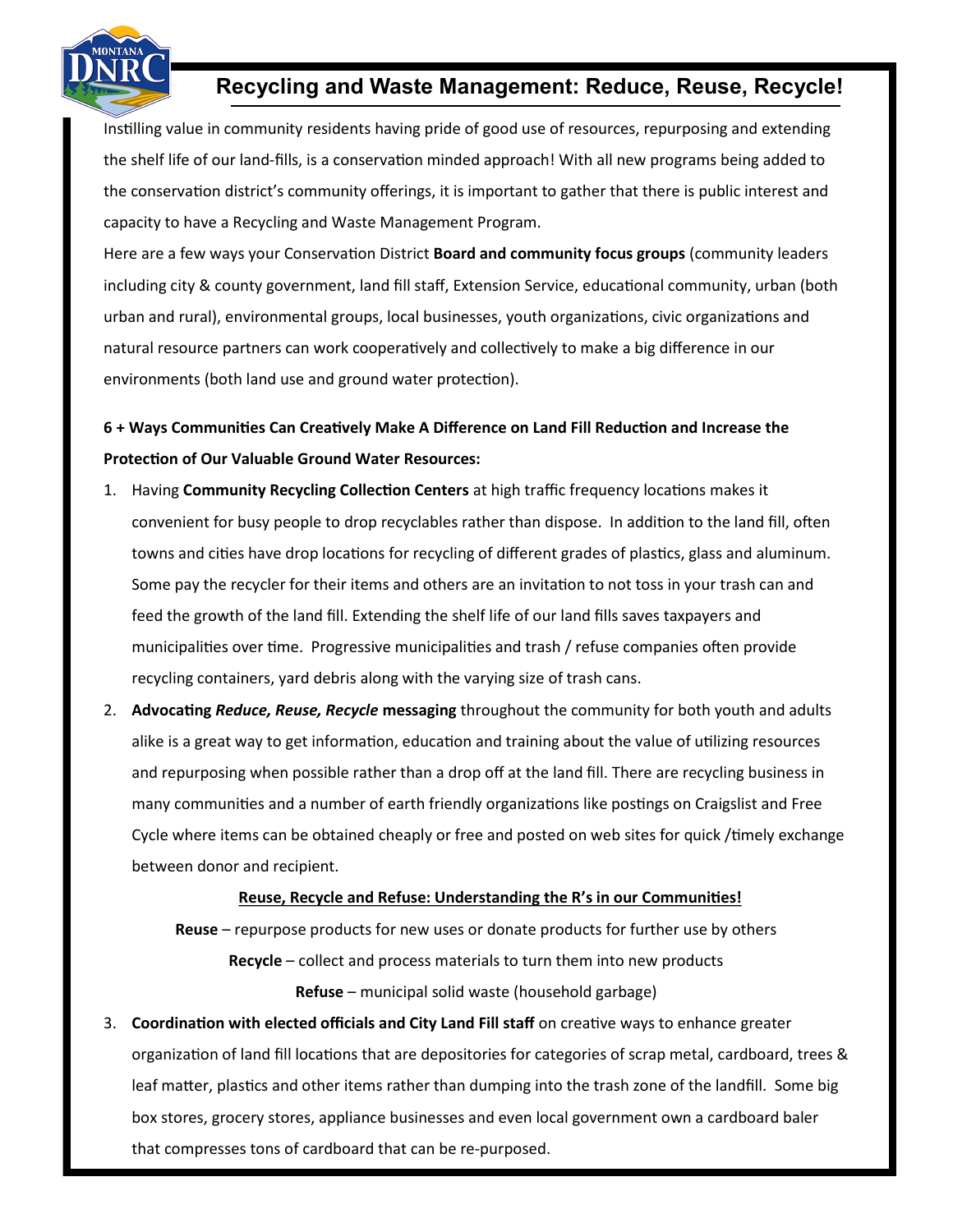# Recycling and Waste Management: Reduce, Reuse, Recycle!

Instilling value in community residents having pride of good use of resources, repurposing and extending the shelf life of our land-fills, is a conservation minded approach! With all new programs being added to the conservation district's community offerings, it is important to gather that there is public interest and capacity to have a Recycling and Waste Management Program.

Here are a few ways your Conservation District **Board and community focus groups** (community leaders including city & county government, land fill staff, Extension Service, educational community, urban (both urban and rural), environmental groups, local businesses, youth organizations, civic organizations and natural resource partners can work cooperatively and collectively to make a big difference in our environments (both land use and ground water protection).

**6 + Ways Communities Can Creatively Make A Difference on Land Fill Reduction and Increase the Protection of Our Valuable Ground Water Resources:**

1. Having **Community Recycling Collection Centers** at high traffic frequency locations makes it convenient for busy people to drop recyclables rather than dispose. In addition to the land fill, often towns and cities have drop locations for recycling of different grades of plastics, glass and aluminum. Some pay the recycler for their items and others are an invitation to not toss in your trash can and feed the growth of the land fill. Extending the shelf life of our land fills saves taxpayers and municipalities over time. Progressive municipalities and trash / refuse companies often provide recycling containers, yard debris along with the varying size of trash cans.
2. **Advocating *Reduce, Reuse, Recycle* messaging** throughout the community for both youth and adults alike is a great way to get information, education and training about the value of utilizing resources and repurposing when possible rather than a drop off at the land fill. There are recycling business in many communities and a number of earth friendly organizations like postings on Craigslist and Free Cycle where items can be obtained cheaply or free and posted on web sites for quick /timely exchange between donor and recipient.

   **Reuse, Recycle and Refuse: Understanding the R's in our Communities!**

   **Reuse** – repurpose products for new uses or donate products for further use by others

   **Recycle** – collect and process materials to turn them into new products

   **Refuse** – municipal solid waste (household garbage)

3. **Coordination with elected officials and City Land Fill staff** on creative ways to enhance greater organization of land fill locations that are depositories for categories of scrap metal, cardboard, trees & leaf matter, plastics and other items rather than dumping into the trash zone of the landfill. Some big box stores, grocery stores, appliance businesses and even local government own a cardboard baler that compresses tons of cardboard that can be re-purposed.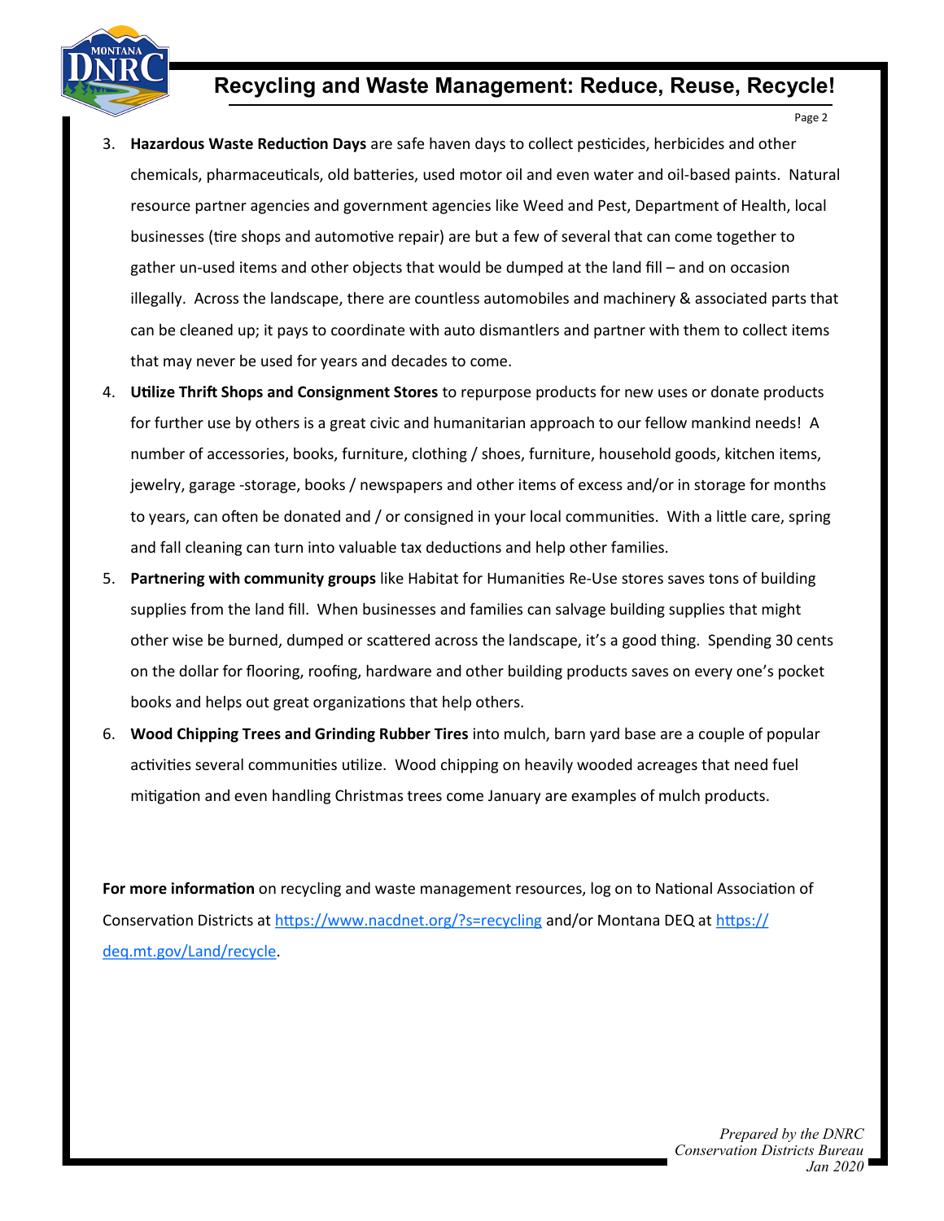3. **Hazardous Waste Reduction Days** are safe haven days to collect pesticides, herbicides and other chemicals, pharmaceuticals, old batteries, used motor oil and even water and oil-based paints. Natural resource partner agencies and government agencies like Weed and Pest, Department of Health, local businesses (tire shops and automotive repair) are but a few of several that can come together to gather un-used items and other objects that would be dumped at the land fill – and on occasion illegally. Across the landscape, there are countless automobiles and machinery & associated parts that can be cleaned up; it pays to coordinate with auto dismantlers and partner with them to collect items that may never be used for years and decades to come.
4. **Utilize Thrift Shops and Consignment Stores** to repurpose products for new uses or donate products for further use by others is a great civic and humanitarian approach to our fellow mankind needs! A number of accessories, books, furniture, clothing / shoes, furniture, household goods, kitchen items, jewelry, garage -storage, books / newspapers and other items of excess and/or in storage for months to years, can often be donated and / or consigned in your local communities. With a little care, spring and fall cleaning can turn into valuable tax deductions and help other families.
5. **Partnering with community groups** like Habitat for Humanities Re-Use stores saves tons of building supplies from the land fill. When businesses and families can salvage building supplies that might other wise be burned, dumped or scattered across the landscape, it's a good thing. Spending 30 cents on the dollar for flooring, roofing, hardware and other building products saves on every one's pocket books and helps out great organizations that help others.
6. **Wood Chipping Trees and Grinding Rubber Tires** into mulch, barn yard base are a couple of popular activities several communities utilize. Wood chipping on heavily wooded acreages that need fuel mitigation and even handling Christmas trees come January are examples of mulch products.

**For more information** on recycling and waste management resources, log on to National Association of Conservation Districts at https://www.nacdnet.org/?s=recycling and/or Montana DEQ at https://deq.mt.gov/Land/recycle.

*Prepared by the DNRC*
*Conservation Districts Bureau*
*Jan 2020*